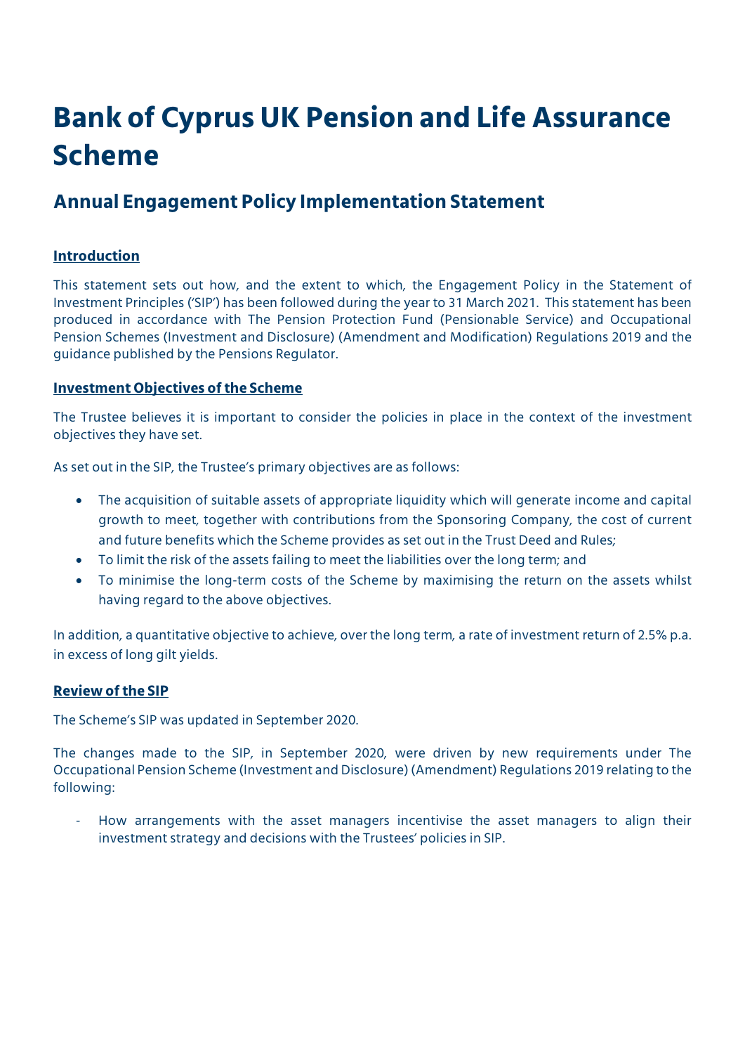# Bank of Cyprus UK Pension and Life Assurance Scheme

## Annual Engagement Policy Implementation Statement

**Introduction**

This statement sets out how, and the extent to which, the Engagement Policy in the Statement of Investment Principles ('SIP') has been followed during the year to 31 March 2021. This statement has been produced in accordance with The Pension Protection Fund (Pensionable Service) and Occupational Pension Schemes (Investment and Disclosure) (Amendment and Modification) Regulations 2019 and the guidance published by the Pensions Regulator.

**Investment Objectives of the Scheme**

The Trustee believes it is important to consider the policies in place in the context of the investment objectives they have set.

As set out in the SIP, the Trustee's primary objectives are as follows:

- The acquisition of suitable assets of appropriate liquidity which will generate income and capital growth to meet, together with contributions from the Sponsoring Company, the cost of current and future benefits which the Scheme provides as set out in the Trust Deed and Rules;
- To limit the risk of the assets failing to meet the liabilities over the long term; and
- To minimise the long-term costs of the Scheme by maximising the return on the assets whilst having regard to the above objectives.

In addition, a quantitative objective to achieve, over the long term, a rate of investment return of 2.5% p.a. in excess of long gilt yields.

**Review of the SIP**

The Scheme's SIP was updated in September 2020.

The changes made to the SIP, in September 2020, were driven by new requirements under The Occupational Pension Scheme (Investment and Disclosure) (Amendment) Regulations 2019 relating to the following:

- How arrangements with the asset managers incentivise the asset managers to align their investment strategy and decisions with the Trustees' policies in SIP.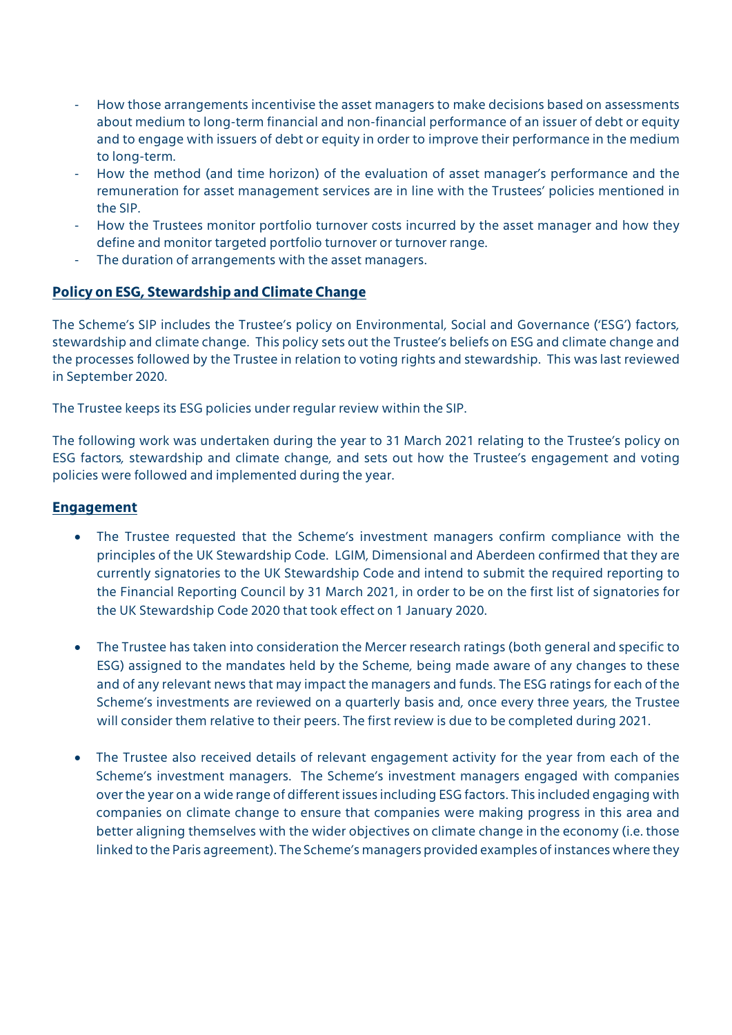- How those arrangements incentivise the asset managers to make decisions based on assessments about medium to long-term financial and non-financial performance of an issuer of debt or equity and to engage with issuers of debt or equity in order to improve their performance in the medium to long-term.
- How the method (and time horizon) of the evaluation of asset manager's performance and the remuneration for asset management services are in line with the Trustees' policies mentioned in the SIP.
- How the Trustees monitor portfolio turnover costs incurred by the asset manager and how they define and monitor targeted portfolio turnover or turnover range.
- The duration of arrangements with the asset managers.

## Policy on ESG, Stewardship and Climate Change

The Scheme's SIP includes the Trustee's policy on Environmental, Social and Governance ('ESG') factors, stewardship and climate change. This policy sets out the Trustee's beliefs on ESG and climate change and the processes followed by the Trustee in relation to voting rights and stewardship. This was last reviewed in September 2020.

The Trustee keeps its ESG policies under regular review within the SIP.

The following work was undertaken during the year to 31 March 2021 relating to the Trustee's policy on ESG factors, stewardship and climate change, and sets out how the Trustee's engagement and voting policies were followed and implemented during the year.

## Engagement

- The Trustee requested that the Scheme's investment managers confirm compliance with the principles of the UK Stewardship Code. LGIM, Dimensional and Aberdeen confirmed that they are currently signatories to the UK Stewardship Code and intend to submit the required reporting to the Financial Reporting Council by 31 March 2021, in order to be on the first list of signatories for the UK Stewardship Code 2020 that took effect on 1 January 2020.

- The Trustee has taken into consideration the Mercer research ratings (both general and specific to ESG) assigned to the mandates held by the Scheme, being made aware of any changes to these and of any relevant news that may impact the managers and funds. The ESG ratings for each of the Scheme's investments are reviewed on a quarterly basis and, once every three years, the Trustee will consider them relative to their peers. The first review is due to be completed during 2021.

- The Trustee also received details of relevant engagement activity for the year from each of the Scheme's investment managers. The Scheme's investment managers engaged with companies over the year on a wide range of different issues including ESG factors. This included engaging with companies on climate change to ensure that companies were making progress in this area and better aligning themselves with the wider objectives on climate change in the economy (i.e. those linked to the Paris agreement). The Scheme's managers provided examples of instances where they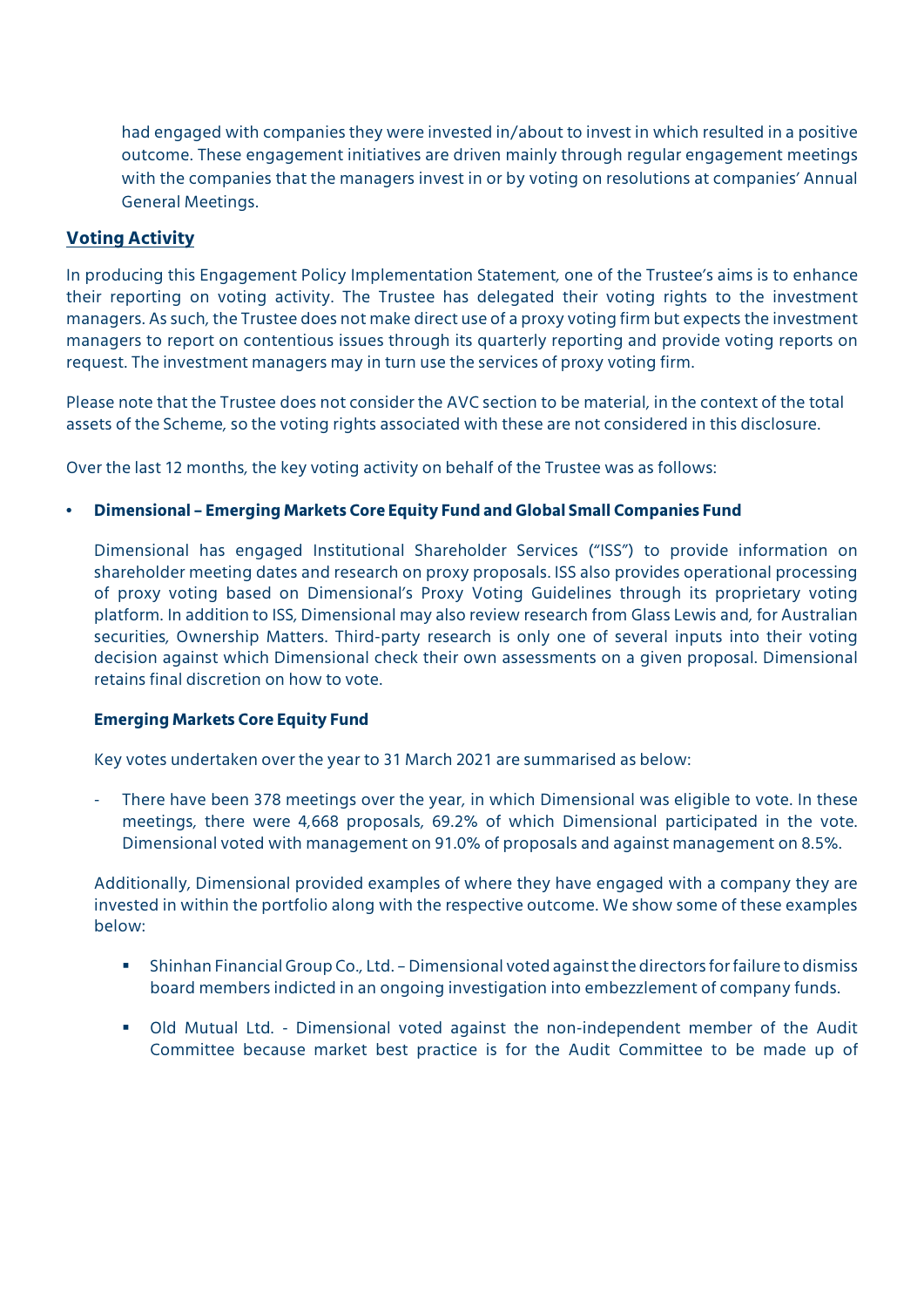had engaged with companies they were invested in/about to invest in which resulted in a positive outcome. These engagement initiatives are driven mainly through regular engagement meetings with the companies that the managers invest in or by voting on resolutions at companies' Annual General Meetings.

## Voting Activity

In producing this Engagement Policy Implementation Statement, one of the Trustee's aims is to enhance their reporting on voting activity. The Trustee has delegated their voting rights to the investment managers. As such, the Trustee does not make direct use of a proxy voting firm but expects the investment managers to report on contentious issues through its quarterly reporting and provide voting reports on request. The investment managers may in turn use the services of proxy voting firm.

Please note that the Trustee does not consider the AVC section to be material, in the context of the total assets of the Scheme, so the voting rights associated with these are not considered in this disclosure.

Over the last 12 months, the key voting activity on behalf of the Trustee was as follows:

- **Dimensional – Emerging Markets Core Equity Fund and Global Small Companies Fund**

  Dimensional has engaged Institutional Shareholder Services ("ISS") to provide information on shareholder meeting dates and research on proxy proposals. ISS also provides operational processing of proxy voting based on Dimensional's Proxy Voting Guidelines through its proprietary voting platform. In addition to ISS, Dimensional may also review research from Glass Lewis and, for Australian securities, Ownership Matters. Third-party research is only one of several inputs into their voting decision against which Dimensional check their own assessments on a given proposal. Dimensional retains final discretion on how to vote.

  **Emerging Markets Core Equity Fund**

  Key votes undertaken over the year to 31 March 2021 are summarised as below:

  - There have been 378 meetings over the year, in which Dimensional was eligible to vote. In these meetings, there were 4,668 proposals, 69.2% of which Dimensional participated in the vote. Dimensional voted with management on 91.0% of proposals and against management on 8.5%.

  Additionally, Dimensional provided examples of where they have engaged with a company they are invested in within the portfolio along with the respective outcome. We show some of these examples below:

  - Shinhan Financial Group Co., Ltd. – Dimensional voted against the directors for failure to dismiss board members indicted in an ongoing investigation into embezzlement of company funds.

  - Old Mutual Ltd. - Dimensional voted against the non-independent member of the Audit Committee because market best practice is for the Audit Committee to be made up of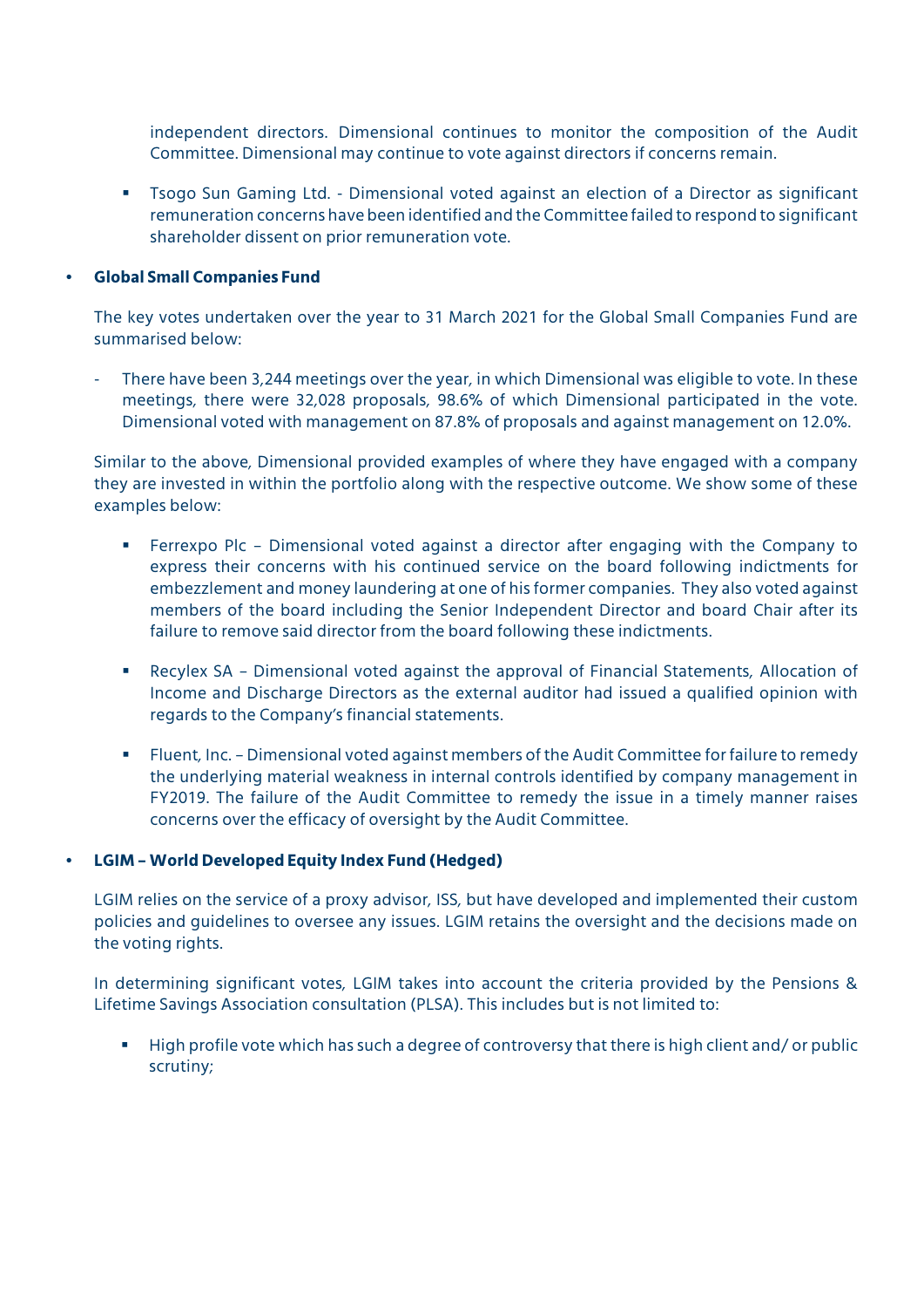independent directors. Dimensional continues to monitor the composition of the Audit Committee. Dimensional may continue to vote against directors if concerns remain.

- Tsogo Sun Gaming Ltd. - Dimensional voted against an election of a Director as significant remuneration concerns have been identified and the Committee failed to respond to significant shareholder dissent on prior remuneration vote.

- **Global Small Companies Fund**

  The key votes undertaken over the year to 31 March 2021 for the Global Small Companies Fund are summarised below:

  - There have been 3,244 meetings over the year, in which Dimensional was eligible to vote. In these meetings, there were 32,028 proposals, 98.6% of which Dimensional participated in the vote. Dimensional voted with management on 87.8% of proposals and against management on 12.0%.

  Similar to the above, Dimensional provided examples of where they have engaged with a company they are invested in within the portfolio along with the respective outcome. We show some of these examples below:

  - Ferrexpo Plc – Dimensional voted against a director after engaging with the Company to express their concerns with his continued service on the board following indictments for embezzlement and money laundering at one of his former companies. They also voted against members of the board including the Senior Independent Director and board Chair after its failure to remove said director from the board following these indictments.

  - Recylex SA – Dimensional voted against the approval of Financial Statements, Allocation of Income and Discharge Directors as the external auditor had issued a qualified opinion with regards to the Company's financial statements.

  - Fluent, Inc. – Dimensional voted against members of the Audit Committee for failure to remedy the underlying material weakness in internal controls identified by company management in FY2019. The failure of the Audit Committee to remedy the issue in a timely manner raises concerns over the efficacy of oversight by the Audit Committee.

- **LGIM – World Developed Equity Index Fund (Hedged)**

  LGIM relies on the service of a proxy advisor, ISS, but have developed and implemented their custom policies and guidelines to oversee any issues. LGIM retains the oversight and the decisions made on the voting rights.

  In determining significant votes, LGIM takes into account the criteria provided by the Pensions & Lifetime Savings Association consultation (PLSA). This includes but is not limited to:

  - High profile vote which has such a degree of controversy that there is high client and/ or public scrutiny;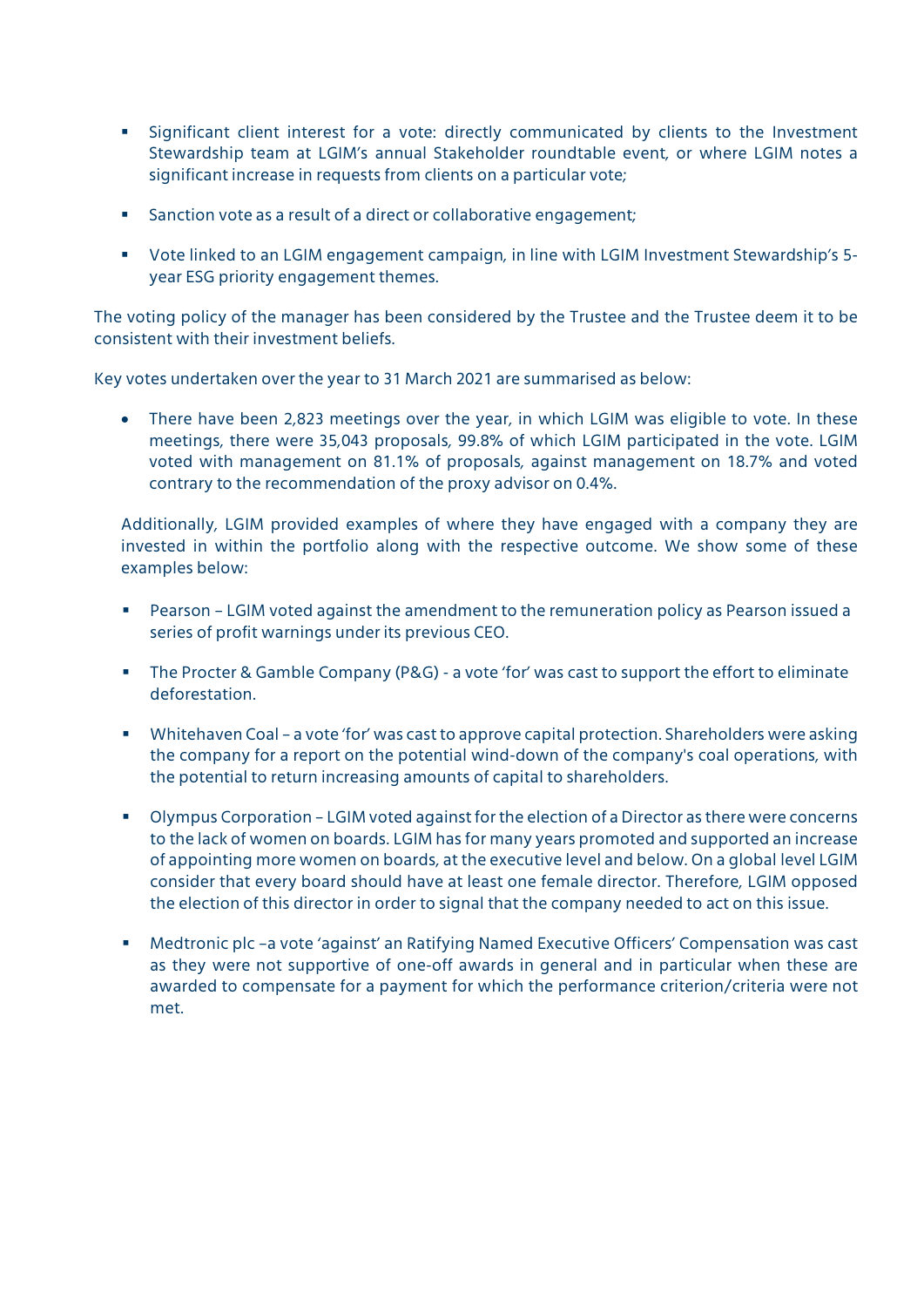- Significant client interest for a vote: directly communicated by clients to the Investment Stewardship team at LGIM's annual Stakeholder roundtable event, or where LGIM notes a significant increase in requests from clients on a particular vote;
- Sanction vote as a result of a direct or collaborative engagement;
- Vote linked to an LGIM engagement campaign, in line with LGIM Investment Stewardship's 5-year ESG priority engagement themes.

The voting policy of the manager has been considered by the Trustee and the Trustee deem it to be consistent with their investment beliefs.

Key votes undertaken over the year to 31 March 2021 are summarised as below:

- There have been 2,823 meetings over the year, in which LGIM was eligible to vote. In these meetings, there were 35,043 proposals, 99.8% of which LGIM participated in the vote. LGIM voted with management on 81.1% of proposals, against management on 18.7% and voted contrary to the recommendation of the proxy advisor on 0.4%.

  Additionally, LGIM provided examples of where they have engaged with a company they are invested in within the portfolio along with the respective outcome. We show some of these examples below:

- Pearson – LGIM voted against the amendment to the remuneration policy as Pearson issued a series of profit warnings under its previous CEO.
- The Procter & Gamble Company (P&G) - a vote 'for' was cast to support the effort to eliminate deforestation.
- Whitehaven Coal – a vote 'for' was cast to approve capital protection. Shareholders were asking the company for a report on the potential wind-down of the company's coal operations, with the potential to return increasing amounts of capital to shareholders.
- Olympus Corporation – LGIM voted against for the election of a Director as there were concerns to the lack of women on boards. LGIM has for many years promoted and supported an increase of appointing more women on boards, at the executive level and below. On a global level LGIM consider that every board should have at least one female director. Therefore, LGIM opposed the election of this director in order to signal that the company needed to act on this issue.
- Medtronic plc –a vote 'against' an Ratifying Named Executive Officers' Compensation was cast as they were not supportive of one-off awards in general and in particular when these are awarded to compensate for a payment for which the performance criterion/criteria were not met.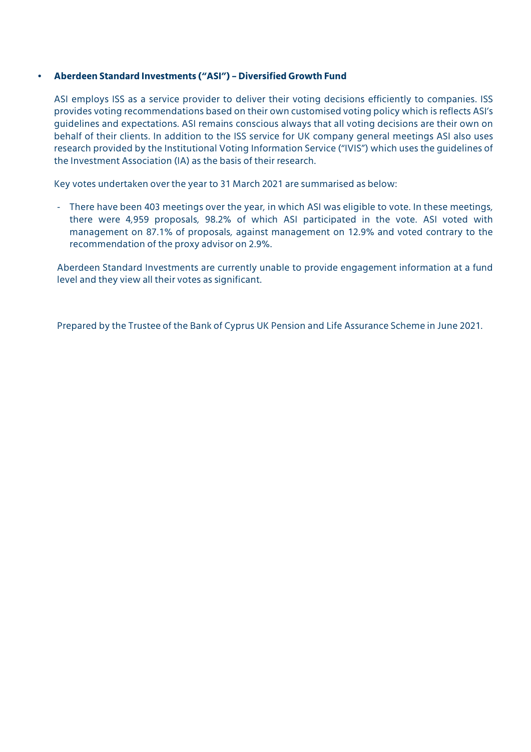- **Aberdeen Standard Investments ("ASI") – Diversified Growth Fund**

  ASI employs ISS as a service provider to deliver their voting decisions efficiently to companies. ISS provides voting recommendations based on their own customised voting policy which is reflects ASI's guidelines and expectations. ASI remains conscious always that all voting decisions are their own on behalf of their clients. In addition to the ISS service for UK company general meetings ASI also uses research provided by the Institutional Voting Information Service ("IVIS") which uses the guidelines of the Investment Association (IA) as the basis of their research.

  Key votes undertaken over the year to 31 March 2021 are summarised as below:

  - There have been 403 meetings over the year, in which ASI was eligible to vote. In these meetings, there were 4,959 proposals, 98.2% of which ASI participated in the vote. ASI voted with management on 87.1% of proposals, against management on 12.9% and voted contrary to the recommendation of the proxy advisor on 2.9%.

  Aberdeen Standard Investments are currently unable to provide engagement information at a fund level and they view all their votes as significant.

Prepared by the Trustee of the Bank of Cyprus UK Pension and Life Assurance Scheme in June 2021.